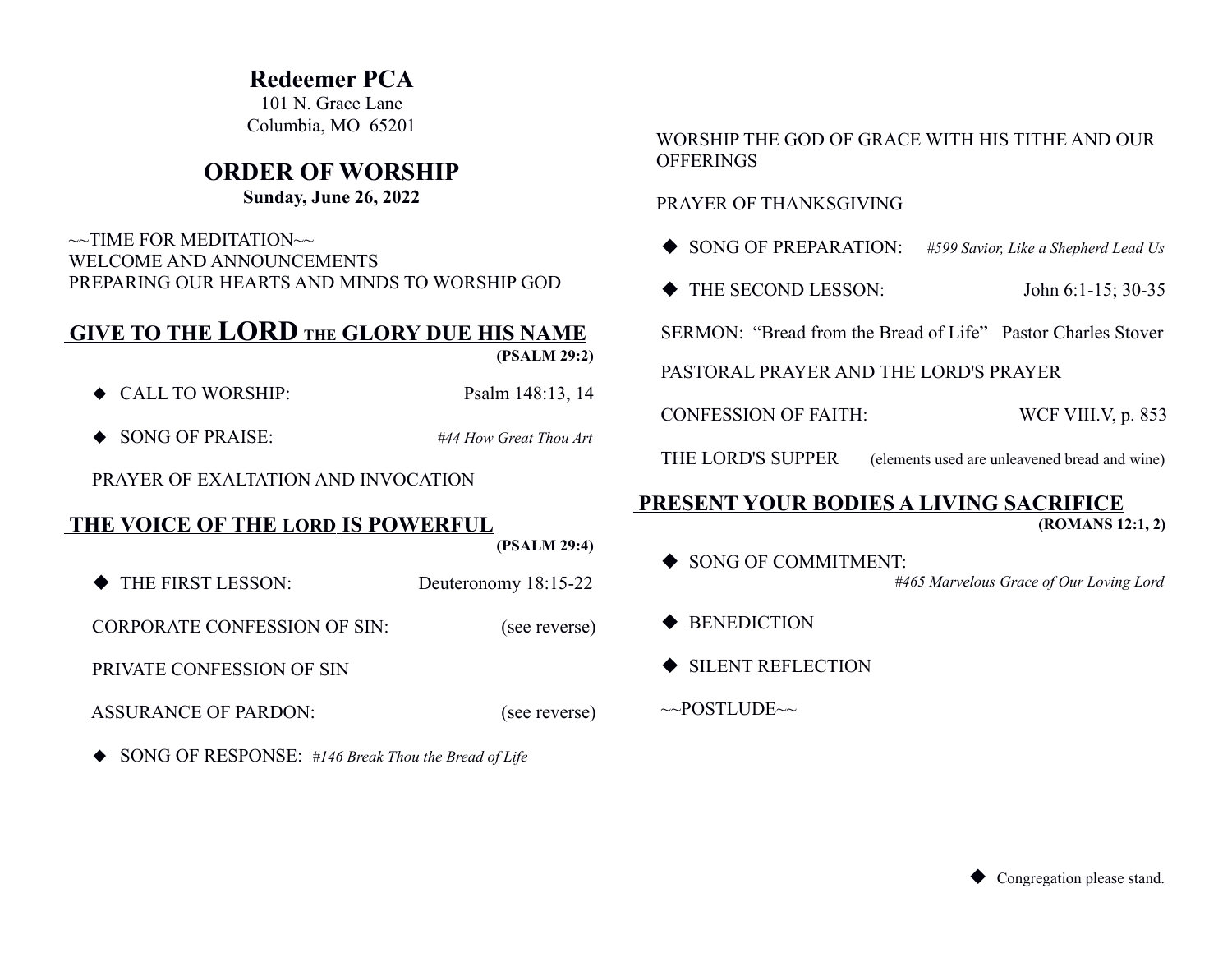# Redeemer PCA

101 N. Grace Lane
Columbia, MO 65201

## ORDER OF WORSHIP

**Sunday, June 26, 2022**

~~TIME FOR MEDITATION~~
WELCOME AND ANNOUNCEMENTS
PREPARING OUR HEARTS AND MINDS TO WORSHIP GOD

## GIVE TO THE LORD THE GLORY DUE HIS NAME

**(PSALM 29:2)**

◆ CALL TO WORSHIP: Psalm 148:13, 14

◆ SONG OF PRAISE: *#44 How Great Thou Art*

PRAYER OF EXALTATION AND INVOCATION

## THE VOICE OF THE LORD IS POWERFUL

**(PSALM 29:4)**

◆ THE FIRST LESSON: Deuteronomy 18:15-22

CORPORATE CONFESSION OF SIN: (see reverse)

PRIVATE CONFESSION OF SIN

ASSURANCE OF PARDON: (see reverse)

◆ SONG OF RESPONSE: *#146 Break Thou the Bread of Life*

WORSHIP THE GOD OF GRACE WITH HIS TITHE AND OUR OFFERINGS

PRAYER OF THANKSGIVING

◆ SONG OF PREPARATION: *#599 Savior, Like a Shepherd Lead Us*

◆ THE SECOND LESSON: John 6:1-15; 30-35

SERMON: "Bread from the Bread of Life" Pastor Charles Stover

PASTORAL PRAYER AND THE LORD'S PRAYER

CONFESSION OF FAITH: WCF VIII.V, p. 853

THE LORD'S SUPPER (elements used are unleavened bread and wine)

## PRESENT YOUR BODIES A LIVING SACRIFICE

**(ROMANS 12:1, 2)**

◆ SONG OF COMMITMENT: *#465 Marvelous Grace of Our Loving Lord*

◆ BENEDICTION

◆ SILENT REFLECTION

~~POSTLUDE~~

◆ Congregation please stand.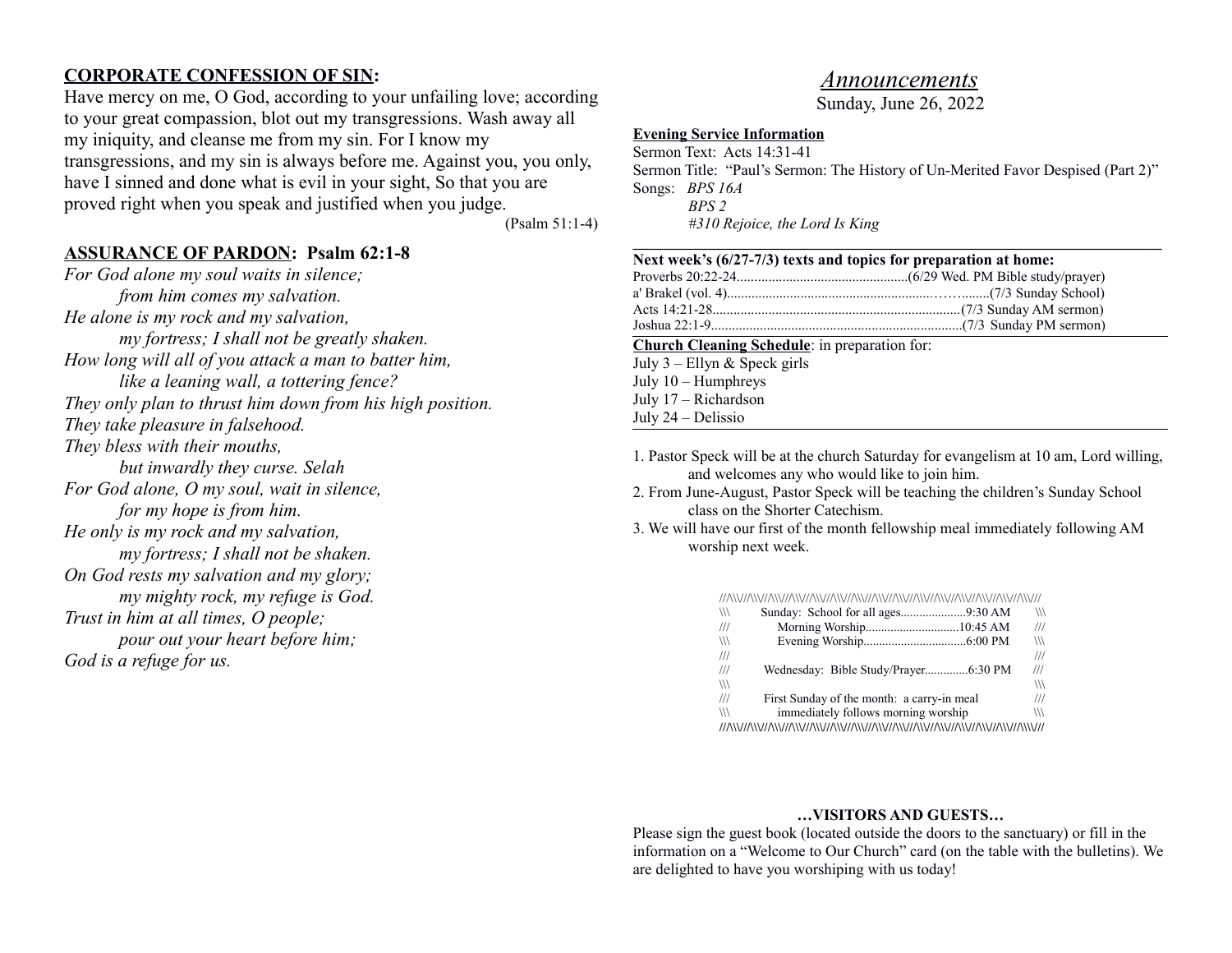**CORPORATE CONFESSION OF SIN:**

Have mercy on me, O God, according to your unfailing love; according to your great compassion, blot out my transgressions. Wash away all my iniquity, and cleanse me from my sin. For I know my transgressions, and my sin is always before me. Against you, you only, have I sinned and done what is evil in your sight, So that you are proved right when you speak and justified when you judge.

(Psalm 51:1-4)

**ASSURANCE OF PARDON: Psalm 62:1-8**

*For God alone my soul waits in silence;*
*from him comes my salvation.*
*He alone is my rock and my salvation,*
*my fortress; I shall not be greatly shaken.*
*How long will all of you attack a man to batter him,*
*like a leaning wall, a tottering fence?*
*They only plan to thrust him down from his high position.*
*They take pleasure in falsehood.*
*They bless with their mouths,*
*but inwardly they curse. Selah*
*For God alone, O my soul, wait in silence,*
*for my hope is from him.*
*He only is my rock and my salvation,*
*my fortress; I shall not be shaken.*
*On God rests my salvation and my glory;*
*my mighty rock, my refuge is God.*
*Trust in him at all times, O people;*
*pour out your heart before him;*
*God is a refuge for us.*

# *Announcements*

Sunday, June 26, 2022

**Evening Service Information**

Sermon Text: Acts 14:31-41
Sermon Title: "Paul's Sermon: The History of Un-Merited Favor Despised (Part 2)"
Songs: *BPS 16A*
*BPS 2*
*#310 Rejoice, the Lord Is King*

**Next week's (6/27-7/3) texts and topics for preparation at home:**

Proverbs 20:22-24................................................(6/29 Wed. PM Bible study/prayer)
a' Brakel (vol. 4)..........................................................(7/3 Sunday School)
Acts 14:21-28......................................................................(7/3 Sunday AM sermon)
Joshua 22:1-9.......................................................................(7/3 Sunday PM sermon)

**Church Cleaning Schedule**: in preparation for:

July 3 – Ellyn & Speck girls
July 10 – Humphreys
July 17 – Richardson
July 24 – Delissio

1. Pastor Speck will be at the church Saturday for evangelism at 10 am, Lord willing, and welcomes any who would like to join him.
2. From June-August, Pastor Speck will be teaching the children's Sunday School class on the Shorter Catechism.
3. We will have our first of the month fellowship meal immediately following AM worship next week.

Sunday: School for all ages.....................9:30 AM
Morning Worship..............................10:45 AM
Evening Worship.................................6:00 PM

Wednesday: Bible Study/Prayer..............6:30 PM

First Sunday of the month: a carry-in meal immediately follows morning worship

**…VISITORS AND GUESTS…**

Please sign the guest book (located outside the doors to the sanctuary) or fill in the information on a "Welcome to Our Church" card (on the table with the bulletins). We are delighted to have you worshiping with us today!